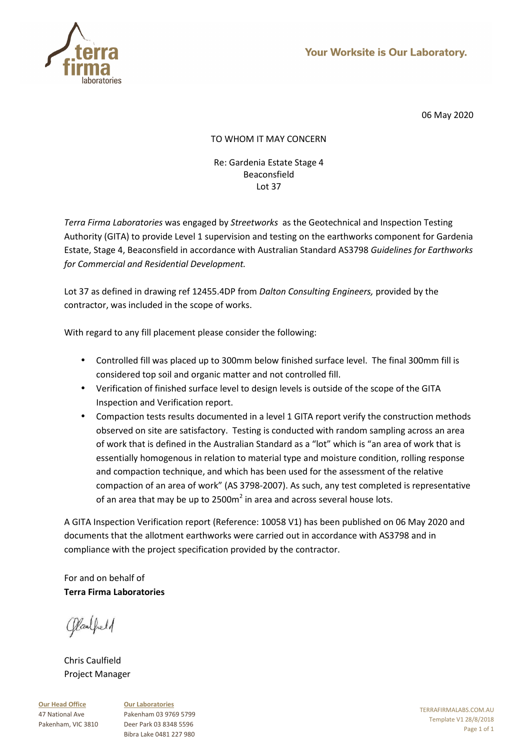Your Worksite is Our Laboratory.

06 May 2020

TO WHOM IT MAY CONCERN

Re: Gardenia Estate Stage 4
Beaconsfield
Lot 37

*Terra Firma Laboratories* was engaged by *Streetworks* as the Geotechnical and Inspection Testing Authority (GITA) to provide Level 1 supervision and testing on the earthworks component for Gardenia Estate, Stage 4, Beaconsfield in accordance with Australian Standard AS3798 *Guidelines for Earthworks for Commercial and Residential Development.*

Lot 37 as defined in drawing ref 12455.4DP from *Dalton Consulting Engineers,* provided by the contractor, was included in the scope of works.

With regard to any fill placement please consider the following:

- Controlled fill was placed up to 300mm below finished surface level. The final 300mm fill is considered top soil and organic matter and not controlled fill.
- Verification of finished surface level to design levels is outside of the scope of the GITA Inspection and Verification report.
- Compaction tests results documented in a level 1 GITA report verify the construction methods observed on site are satisfactory. Testing is conducted with random sampling across an area of work that is defined in the Australian Standard as a "lot" which is "an area of work that is essentially homogenous in relation to material type and moisture condition, rolling response and compaction technique, and which has been used for the assessment of the relative compaction of an area of work" (AS 3798-2007). As such, any test completed is representative of an area that may be up to 2500m$^2$ in area and across several house lots.

A GITA Inspection Verification report (Reference: 10058 V1) has been published on 06 May 2020 and documents that the allotment earthworks were carried out in accordance with AS3798 and in compliance with the project specification provided by the contractor.

For and on behalf of
**Terra Firma Laboratories**

Chris Caulfield
Project Manager

**Our Head Office**
47 National Ave
Pakenham, VIC 3810

**Our Laboratories**
Pakenham 03 9769 5799
Deer Park 03 8348 5596
Bibra Lake 0481 227 980

TERRAFIRMALABS.COM.AU
Template V1 28/8/2018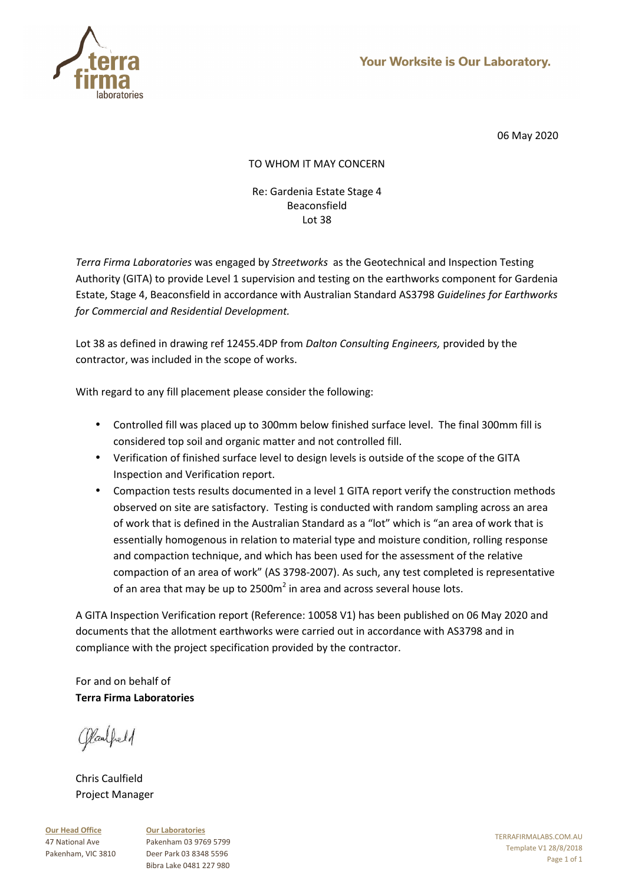Your Worksite is Our Laboratory.

06 May 2020

TO WHOM IT MAY CONCERN

Re: Gardenia Estate Stage 4
Beaconsfield
Lot 38

*Terra Firma Laboratories* was engaged by *Streetworks* as the Geotechnical and Inspection Testing Authority (GITA) to provide Level 1 supervision and testing on the earthworks component for Gardenia Estate, Stage 4, Beaconsfield in accordance with Australian Standard AS3798 *Guidelines for Earthworks for Commercial and Residential Development.*

Lot 38 as defined in drawing ref 12455.4DP from *Dalton Consulting Engineers,* provided by the contractor, was included in the scope of works.

With regard to any fill placement please consider the following:

- Controlled fill was placed up to 300mm below finished surface level. The final 300mm fill is considered top soil and organic matter and not controlled fill.
- Verification of finished surface level to design levels is outside of the scope of the GITA Inspection and Verification report.
- Compaction tests results documented in a level 1 GITA report verify the construction methods observed on site are satisfactory. Testing is conducted with random sampling across an area of work that is defined in the Australian Standard as a "lot" which is "an area of work that is essentially homogenous in relation to material type and moisture condition, rolling response and compaction technique, and which has been used for the assessment of the relative compaction of an area of work" (AS 3798-2007). As such, any test completed is representative of an area that may be up to 2500m$^2$ in area and across several house lots.

A GITA Inspection Verification report (Reference: 10058 V1) has been published on 06 May 2020 and documents that the allotment earthworks were carried out in accordance with AS3798 and in compliance with the project specification provided by the contractor.

For and on behalf of
**Terra Firma Laboratories**

Chris Caulfield
Project Manager

**Our Head Office**
47 National Ave
Pakenham, VIC 3810

**Our Laboratories**
Pakenham 03 9769 5799
Deer Park 03 8348 5596
Bibra Lake 0481 227 980

TERRAFIRMALABS.COM.AU
Template V1 28/8/2018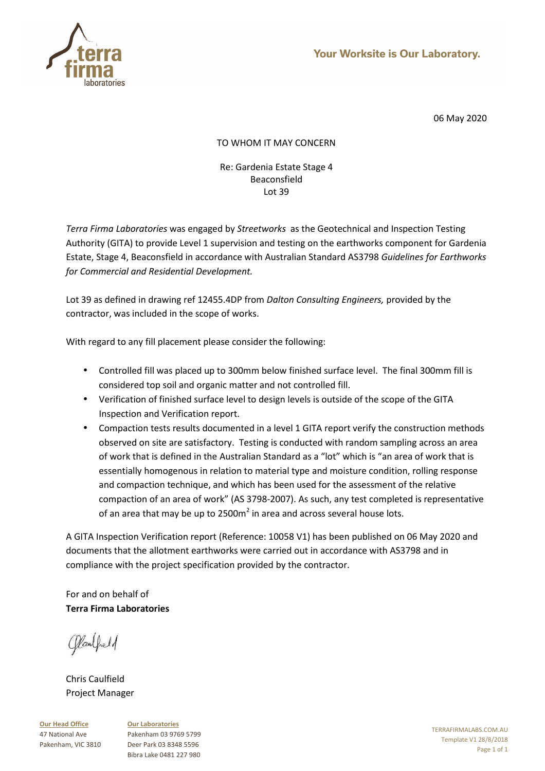06 May 2020

TO WHOM IT MAY CONCERN

Re: Gardenia Estate Stage 4
Beaconsfield
Lot 39

*Terra Firma Laboratories* was engaged by *Streetworks* as the Geotechnical and Inspection Testing Authority (GITA) to provide Level 1 supervision and testing on the earthworks component for Gardenia Estate, Stage 4, Beaconsfield in accordance with Australian Standard AS3798 *Guidelines for Earthworks for Commercial and Residential Development.*

Lot 39 as defined in drawing ref 12455.4DP from *Dalton Consulting Engineers,* provided by the contractor, was included in the scope of works.

With regard to any fill placement please consider the following:

- Controlled fill was placed up to 300mm below finished surface level. The final 300mm fill is considered top soil and organic matter and not controlled fill.
- Verification of finished surface level to design levels is outside of the scope of the GITA Inspection and Verification report.
- Compaction tests results documented in a level 1 GITA report verify the construction methods observed on site are satisfactory. Testing is conducted with random sampling across an area of work that is defined in the Australian Standard as a "lot" which is "an area of work that is essentially homogenous in relation to material type and moisture condition, rolling response and compaction technique, and which has been used for the assessment of the relative compaction of an area of work" (AS 3798-2007). As such, any test completed is representative of an area that may be up to $2500m^2$ in area and across several house lots.

A GITA Inspection Verification report (Reference: 10058 V1) has been published on 06 May 2020 and documents that the allotment earthworks were carried out in accordance with AS3798 and in compliance with the project specification provided by the contractor.

For and on behalf of
**Terra Firma Laboratories**

Chris Caulfield
Project Manager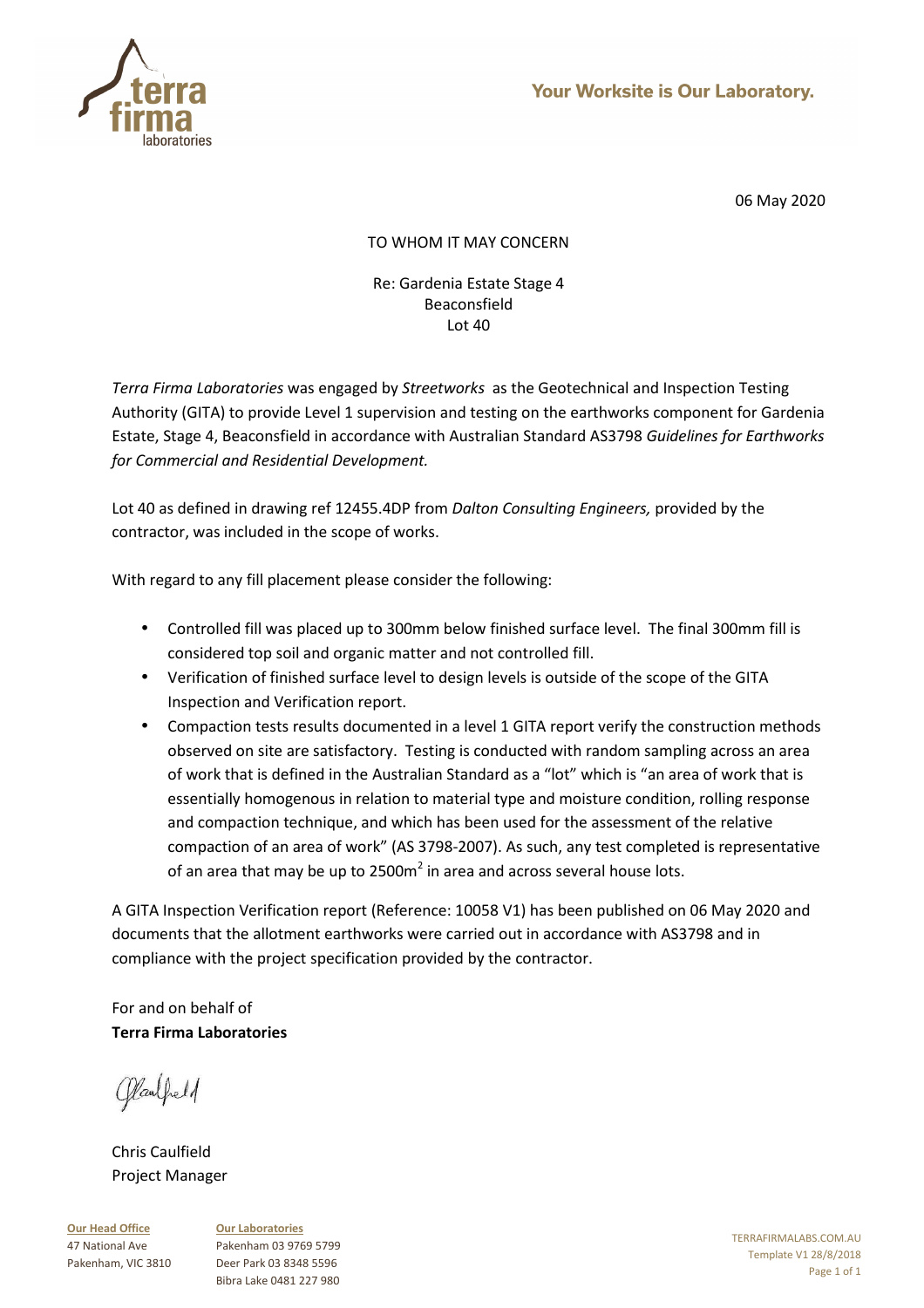Your Worksite is Our Laboratory.

06 May 2020

TO WHOM IT MAY CONCERN

Re: Gardenia Estate Stage 4
Beaconsfield
Lot 40

*Terra Firma Laboratories* was engaged by *Streetworks* as the Geotechnical and Inspection Testing Authority (GITA) to provide Level 1 supervision and testing on the earthworks component for Gardenia Estate, Stage 4, Beaconsfield in accordance with Australian Standard AS3798 *Guidelines for Earthworks for Commercial and Residential Development.*

Lot 40 as defined in drawing ref 12455.4DP from *Dalton Consulting Engineers,* provided by the contractor, was included in the scope of works.

With regard to any fill placement please consider the following:

- Controlled fill was placed up to 300mm below finished surface level. The final 300mm fill is considered top soil and organic matter and not controlled fill.
- Verification of finished surface level to design levels is outside of the scope of the GITA Inspection and Verification report.
- Compaction tests results documented in a level 1 GITA report verify the construction methods observed on site are satisfactory. Testing is conducted with random sampling across an area of work that is defined in the Australian Standard as a "lot" which is "an area of work that is essentially homogenous in relation to material type and moisture condition, rolling response and compaction technique, and which has been used for the assessment of the relative compaction of an area of work" (AS 3798-2007). As such, any test completed is representative of an area that may be up to $2500m^2$ in area and across several house lots.

A GITA Inspection Verification report (Reference: 10058 V1) has been published on 06 May 2020 and documents that the allotment earthworks were carried out in accordance with AS3798 and in compliance with the project specification provided by the contractor.

For and on behalf of
**Terra Firma Laboratories**

Chris Caulfield
Project Manager

**Our Head Office**
47 National Ave
Pakenham, VIC 3810

**Our Laboratories**
Pakenham 03 9769 5799
Deer Park 03 8348 5596
Bibra Lake 0481 227 980

TERRAFIRMALABS.COM.AU
Template V1 28/8/2018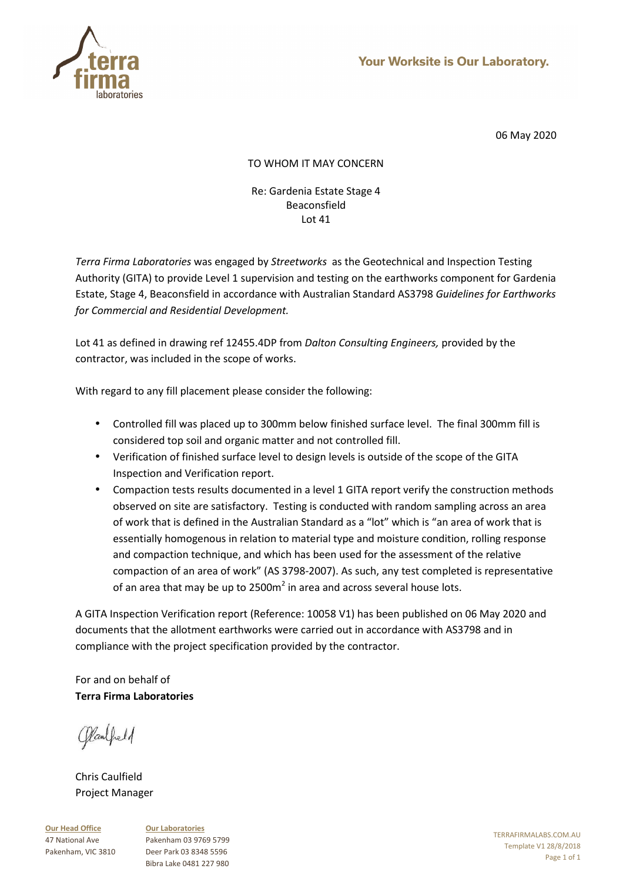06 May 2020

TO WHOM IT MAY CONCERN

Re: Gardenia Estate Stage 4
Beaconsfield
Lot 41

*Terra Firma Laboratories* was engaged by *Streetworks* as the Geotechnical and Inspection Testing Authority (GITA) to provide Level 1 supervision and testing on the earthworks component for Gardenia Estate, Stage 4, Beaconsfield in accordance with Australian Standard AS3798 *Guidelines for Earthworks for Commercial and Residential Development.*

Lot 41 as defined in drawing ref 12455.4DP from *Dalton Consulting Engineers,* provided by the contractor, was included in the scope of works.

With regard to any fill placement please consider the following:

- Controlled fill was placed up to 300mm below finished surface level. The final 300mm fill is considered top soil and organic matter and not controlled fill.
- Verification of finished surface level to design levels is outside of the scope of the GITA Inspection and Verification report.
- Compaction tests results documented in a level 1 GITA report verify the construction methods observed on site are satisfactory. Testing is conducted with random sampling across an area of work that is defined in the Australian Standard as a "lot" which is "an area of work that is essentially homogenous in relation to material type and moisture condition, rolling response and compaction technique, and which has been used for the assessment of the relative compaction of an area of work" (AS 3798-2007). As such, any test completed is representative of an area that may be up to 2500m$^2$ in area and across several house lots.

A GITA Inspection Verification report (Reference: 10058 V1) has been published on 06 May 2020 and documents that the allotment earthworks were carried out in accordance with AS3798 and in compliance with the project specification provided by the contractor.

For and on behalf of
**Terra Firma Laboratories**

Chris Caulfield
Project Manager

**Our Head Office**
47 National Ave
Pakenham, VIC 3810

**Our Laboratories**
Pakenham 03 9769 5799
Deer Park 03 8348 5596
Bibra Lake 0481 227 980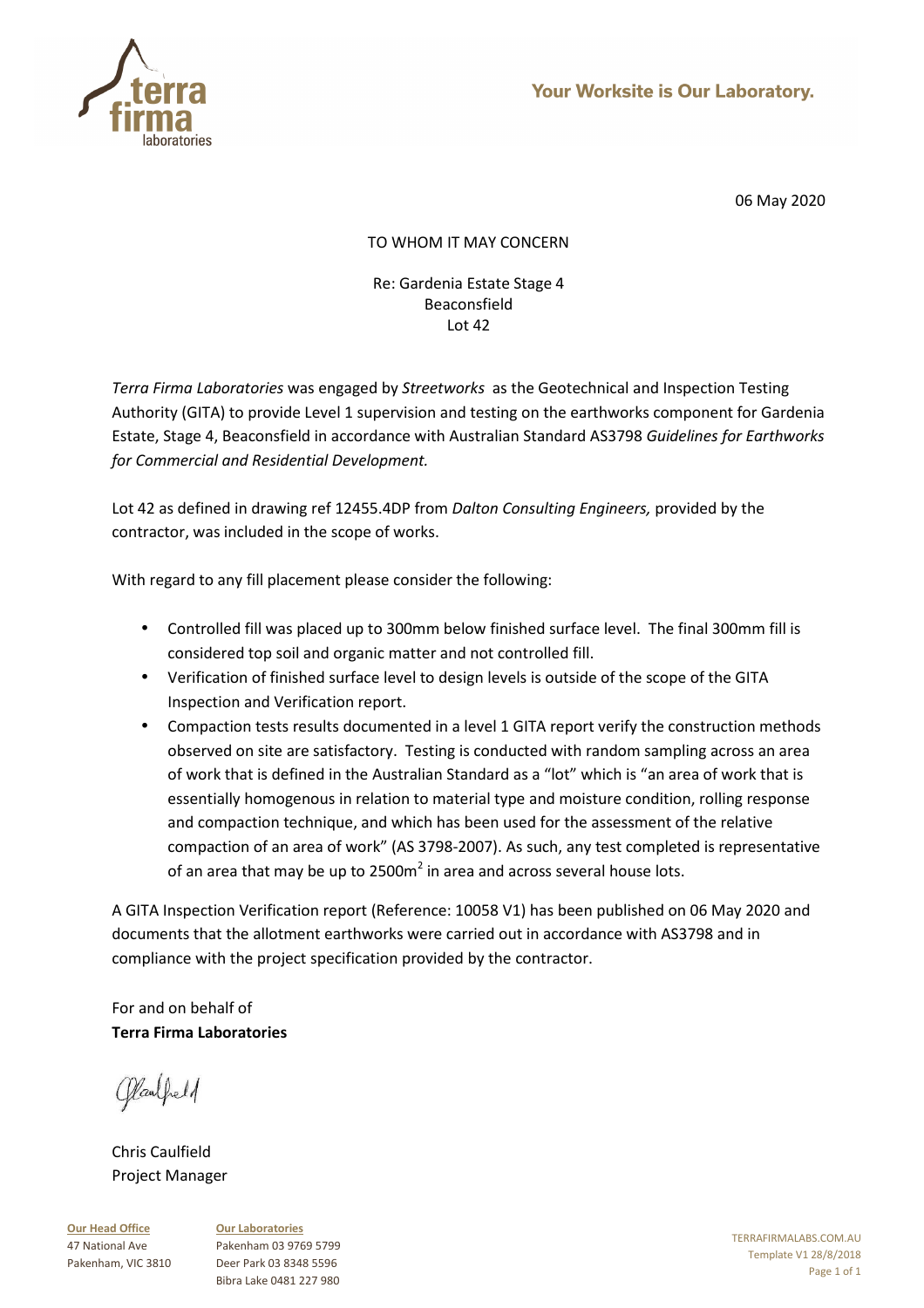Your Worksite is Our Laboratory.

06 May 2020

TO WHOM IT MAY CONCERN

Re: Gardenia Estate Stage 4
Beaconsfield
Lot 42

*Terra Firma Laboratories* was engaged by *Streetworks* as the Geotechnical and Inspection Testing Authority (GITA) to provide Level 1 supervision and testing on the earthworks component for Gardenia Estate, Stage 4, Beaconsfield in accordance with Australian Standard AS3798 *Guidelines for Earthworks for Commercial and Residential Development.*

Lot 42 as defined in drawing ref 12455.4DP from *Dalton Consulting Engineers,* provided by the contractor, was included in the scope of works.

With regard to any fill placement please consider the following:

- Controlled fill was placed up to 300mm below finished surface level. The final 300mm fill is considered top soil and organic matter and not controlled fill.
- Verification of finished surface level to design levels is outside of the scope of the GITA Inspection and Verification report.
- Compaction tests results documented in a level 1 GITA report verify the construction methods observed on site are satisfactory. Testing is conducted with random sampling across an area of work that is defined in the Australian Standard as a "lot" which is "an area of work that is essentially homogenous in relation to material type and moisture condition, rolling response and compaction technique, and which has been used for the assessment of the relative compaction of an area of work" (AS 3798-2007). As such, any test completed is representative of an area that may be up to 2500m$^2$ in area and across several house lots.

A GITA Inspection Verification report (Reference: 10058 V1) has been published on 06 May 2020 and documents that the allotment earthworks were carried out in accordance with AS3798 and in compliance with the project specification provided by the contractor.

For and on behalf of
**Terra Firma Laboratories**

Chris Caulfield
Project Manager

**Our Head Office**
47 National Ave
Pakenham, VIC 3810

**Our Laboratories**
Pakenham 03 9769 5799
Deer Park 03 8348 5596
Bibra Lake 0481 227 980

TERRAFIRMALABS.COM.AU
Template V1 28/8/2018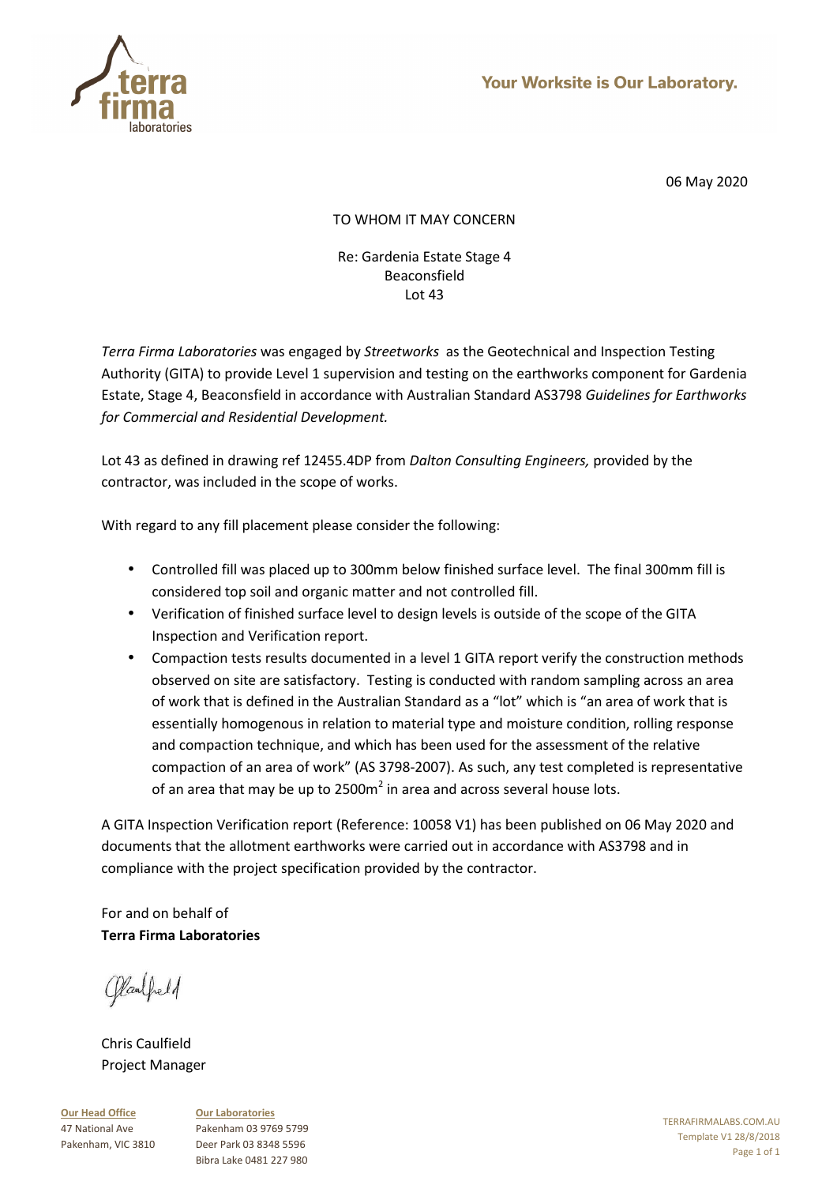Your Worksite is Our Laboratory.

06 May 2020

TO WHOM IT MAY CONCERN

Re: Gardenia Estate Stage 4
Beaconsfield
Lot 43

*Terra Firma Laboratories* was engaged by *Streetworks* as the Geotechnical and Inspection Testing Authority (GITA) to provide Level 1 supervision and testing on the earthworks component for Gardenia Estate, Stage 4, Beaconsfield in accordance with Australian Standard AS3798 *Guidelines for Earthworks for Commercial and Residential Development.*

Lot 43 as defined in drawing ref 12455.4DP from *Dalton Consulting Engineers,* provided by the contractor, was included in the scope of works.

With regard to any fill placement please consider the following:

- Controlled fill was placed up to 300mm below finished surface level. The final 300mm fill is considered top soil and organic matter and not controlled fill.
- Verification of finished surface level to design levels is outside of the scope of the GITA Inspection and Verification report.
- Compaction tests results documented in a level 1 GITA report verify the construction methods observed on site are satisfactory. Testing is conducted with random sampling across an area of work that is defined in the Australian Standard as a "lot" which is "an area of work that is essentially homogenous in relation to material type and moisture condition, rolling response and compaction technique, and which has been used for the assessment of the relative compaction of an area of work" (AS 3798-2007). As such, any test completed is representative of an area that may be up to 2500m$^2$ in area and across several house lots.

A GITA Inspection Verification report (Reference: 10058 V1) has been published on 06 May 2020 and documents that the allotment earthworks were carried out in accordance with AS3798 and in compliance with the project specification provided by the contractor.

For and on behalf of
**Terra Firma Laboratories**

Chris Caulfield
Project Manager

**Our Head Office**
47 National Ave
Pakenham, VIC 3810

**Our Laboratories**
Pakenham 03 9769 5799
Deer Park 03 8348 5596
Bibra Lake 0481 227 980

TERRAFIRMALABS.COM.AU
Template V1 28/8/2018